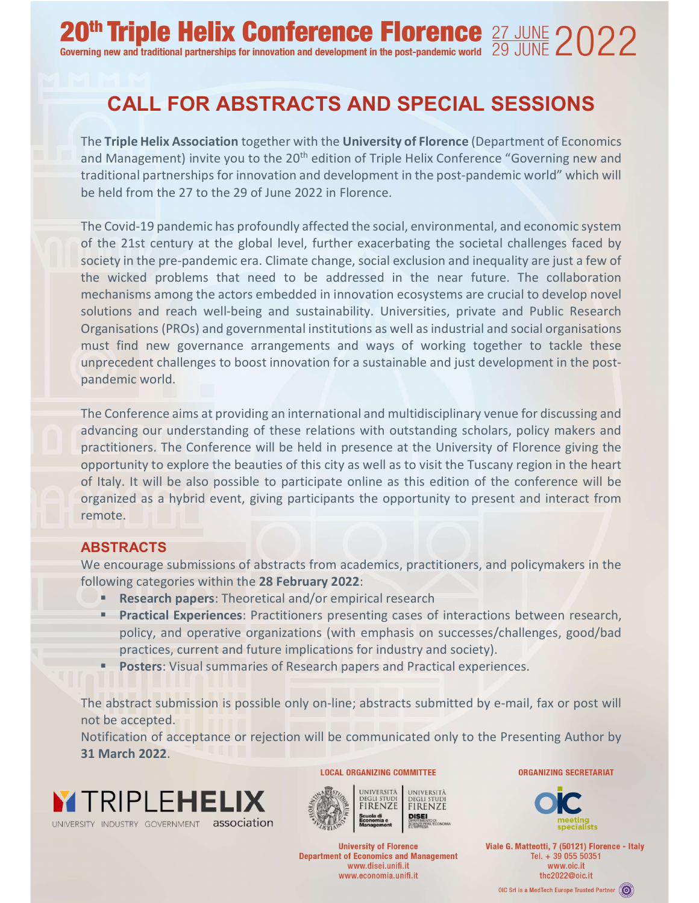# 20th Triple Helix Conference Florence 27 JUNE 29 JUNE 2022

Governing new and traditional partnerships for innovation and development in the post-pandemic world

## CALL FOR ABSTRACTS AND SPECIAL SESSIONS

The **Triple Helix Association** together with the **University of Florence** (Department of Economics and Management) invite you to the 20th edition of Triple Helix Conference "Governing new and traditional partnerships for innovation and development in the post-pandemic world" which will be held from the 27 to the 29 of June 2022 in Florence.

The Covid-19 pandemic has profoundly affected the social, environmental, and economic system of the 21st century at the global level, further exacerbating the societal challenges faced by society in the pre-pandemic era. Climate change, social exclusion and inequality are just a few of the wicked problems that need to be addressed in the near future. The collaboration mechanisms among the actors embedded in innovation ecosystems are crucial to develop novel solutions and reach well-being and sustainability. Universities, private and Public Research Organisations (PROs) and governmental institutions as well as industrial and social organisations must find new governance arrangements and ways of working together to tackle these unprecedent challenges to boost innovation for a sustainable and just development in the post-pandemic world.

The Conference aims at providing an international and multidisciplinary venue for discussing and advancing our understanding of these relations with outstanding scholars, policy makers and practitioners. The Conference will be held in presence at the University of Florence giving the opportunity to explore the beauties of this city as well as to visit the Tuscany region in the heart of Italy. It will be also possible to participate online as this edition of the conference will be organized as a hybrid event, giving participants the opportunity to present and interact from remote.

### ABSTRACTS

We encourage submissions of abstracts from academics, practitioners, and policymakers in the following categories within the **28 February 2022**:

- **Research papers**: Theoretical and/or empirical research
- **Practical Experiences**: Practitioners presenting cases of interactions between research, policy, and operative organizations (with emphasis on successes/challenges, good/bad practices, current and future implications for industry and society).
- **Posters**: Visual summaries of Research papers and Practical experiences.

The abstract submission is possible only on-line; abstracts submitted by e-mail, fax or post will not be accepted.
Notification of acceptance or rejection will be communicated only to the Presenting Author by **31 March 2022**.

TRIPLEHELIX
UNIVERSITY INDUSTRY GOVERNMENT association

**LOCAL ORGANIZING COMMITTEE**

Università degli Studi Firenze – Scuola di Economia e Management
Università degli Studi Firenze – DISEI Dipartimento di Scienze per l'Economia e l'Impresa

University of Florence
Department of Economics and Management
www.disei.unifi.it
www.economia.unifi.it

**ORGANIZING SECRETARIAT**

OIC meeting specialists

Viale G. Matteotti, 7 (50121) Florence - Italy
Tel. + 39 055 50351
www.oic.it
thc2022@oic.it

OIC Srl is a MedTech Europe Trusted Partner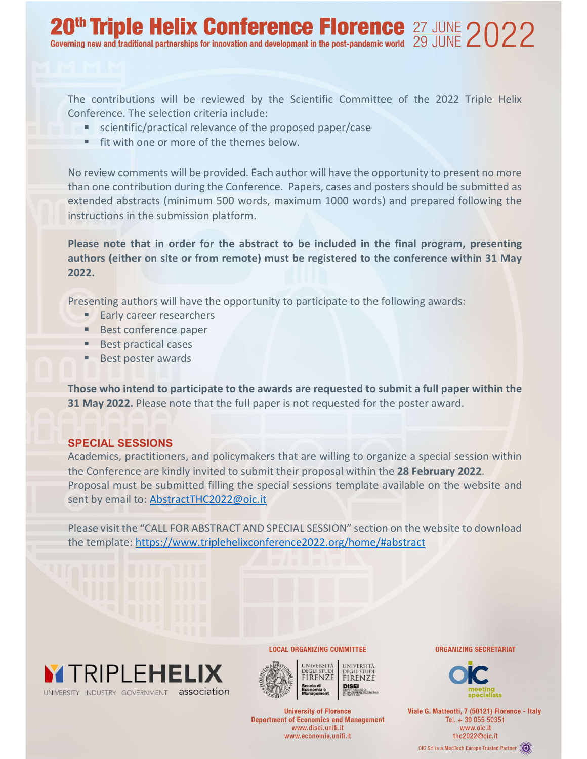The contributions will be reviewed by the Scientific Committee of the 2022 Triple Helix Conference. The selection criteria include:

- scientific/practical relevance of the proposed paper/case
- fit with one or more of the themes below.

No review comments will be provided. Each author will have the opportunity to present no more than one contribution during the Conference. Papers, cases and posters should be submitted as extended abstracts (minimum 500 words, maximum 1000 words) and prepared following the instructions in the submission platform.

**Please note that in order for the abstract to be included in the final program, presenting authors (either on site or from remote) must be registered to the conference within 31 May 2022.**

Presenting authors will have the opportunity to participate to the following awards:

- Early career researchers
- Best conference paper
- Best practical cases
- Best poster awards

**Those who intend to participate to the awards are requested to submit a full paper within the 31 May 2022.** Please note that the full paper is not requested for the poster award.

## SPECIAL SESSIONS

Academics, practitioners, and policymakers that are willing to organize a special session within the Conference are kindly invited to submit their proposal within the **28 February 2022**.
Proposal must be submitted filling the special sessions template available on the website and sent by email to: AbstractTHC2022@oic.it

Please visit the "CALL FOR ABSTRACT AND SPECIAL SESSION" section on the website to download the template: https://www.triplehelixconference2022.org/home/#abstract

TRIPLEHELIX
UNIVERSITY INDUSTRY GOVERNMENT association

LOCAL ORGANIZING COMMITTEE

University of Florence
Department of Economics and Management
www.disei.unifi.it
www.economia.unifi.it

ORGANIZING SECRETARIAT

Viale G. Matteotti, 7 (50121) Florence - Italy
Tel. + 39 055 50351
www.oic.it
thc2022@oic.it

OIC Srl is a MedTech Europe Trusted Partner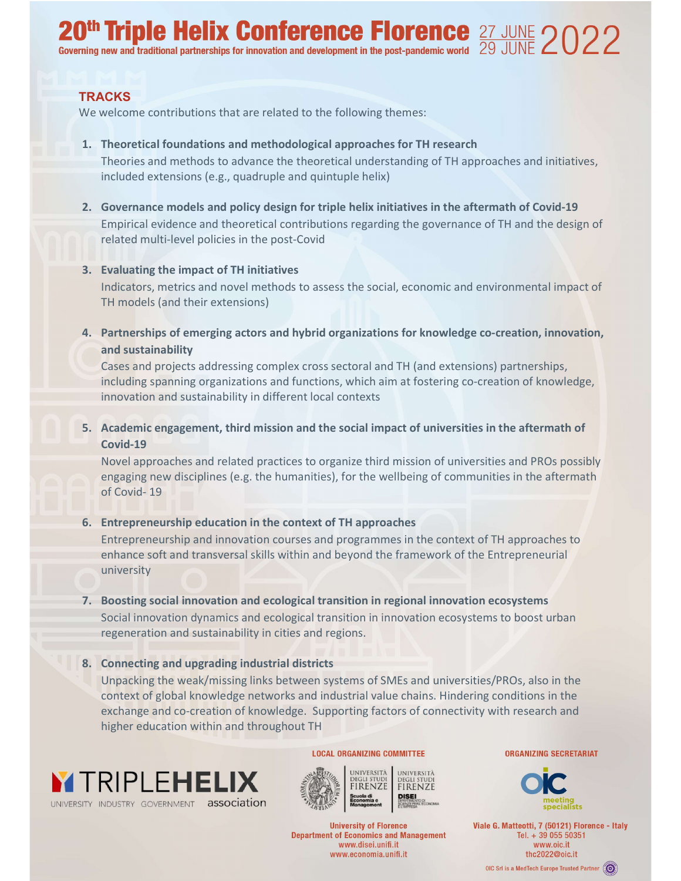# 20th Triple Helix Conference Florence

**Governing new and traditional partnerships for innovation and development in the post-pandemic world**

27 JUNE 29 JUNE 2022

## TRACKS

We welcome contributions that are related to the following themes:

1. **Theoretical foundations and methodological approaches for TH research**
   Theories and methods to advance the theoretical understanding of TH approaches and initiatives, included extensions (e.g., quadruple and quintuple helix)

2. **Governance models and policy design for triple helix initiatives in the aftermath of Covid-19**
   Empirical evidence and theoretical contributions regarding the governance of TH and the design of related multi-level policies in the post-Covid

3. **Evaluating the impact of TH initiatives**
   Indicators, metrics and novel methods to assess the social, economic and environmental impact of TH models (and their extensions)

4. **Partnerships of emerging actors and hybrid organizations for knowledge co-creation, innovation, and sustainability**
   Cases and projects addressing complex cross sectoral and TH (and extensions) partnerships, including spanning organizations and functions, which aim at fostering co-creation of knowledge, innovation and sustainability in different local contexts

5. **Academic engagement, third mission and the social impact of universities in the aftermath of Covid-19**
   Novel approaches and related practices to organize third mission of universities and PROs possibly engaging new disciplines (e.g. the humanities), for the wellbeing of communities in the aftermath of Covid- 19

6. **Entrepreneurship education in the context of TH approaches**
   Entrepreneurship and innovation courses and programmes in the context of TH approaches to enhance soft and transversal skills within and beyond the framework of the Entrepreneurial university

7. **Boosting social innovation and ecological transition in regional innovation ecosystems**
   Social innovation dynamics and ecological transition in innovation ecosystems to boost urban regeneration and sustainability in cities and regions.

8. **Connecting and upgrading industrial districts**
   Unpacking the weak/missing links between systems of SMEs and universities/PROs, also in the context of global knowledge networks and industrial value chains. Hindering conditions in the exchange and co-creation of knowledge. Supporting factors of connectivity with research and higher education within and throughout TH

TRIPLE HELIX association — UNIVERSITY INDUSTRY GOVERNMENT

**LOCAL ORGANIZING COMMITTEE**

Università degli Studi Firenze — Scuola di Economia e Management; Università degli Studi Firenze — DISEI Dipartimento di Scienze per l'Economia e l'Impresa

University of Florence
Department of Economics and Management
www.disei.unifi.it
www.economia.unifi.it

**ORGANIZING SECRETARIAT**

OIC meeting specialists

Viale G. Matteotti, 7 (50121) Florence - Italy
Tel. + 39 055 50351
www.oic.it
thc2022@oic.it

OIC Srl is a MedTech Europe Trusted Partner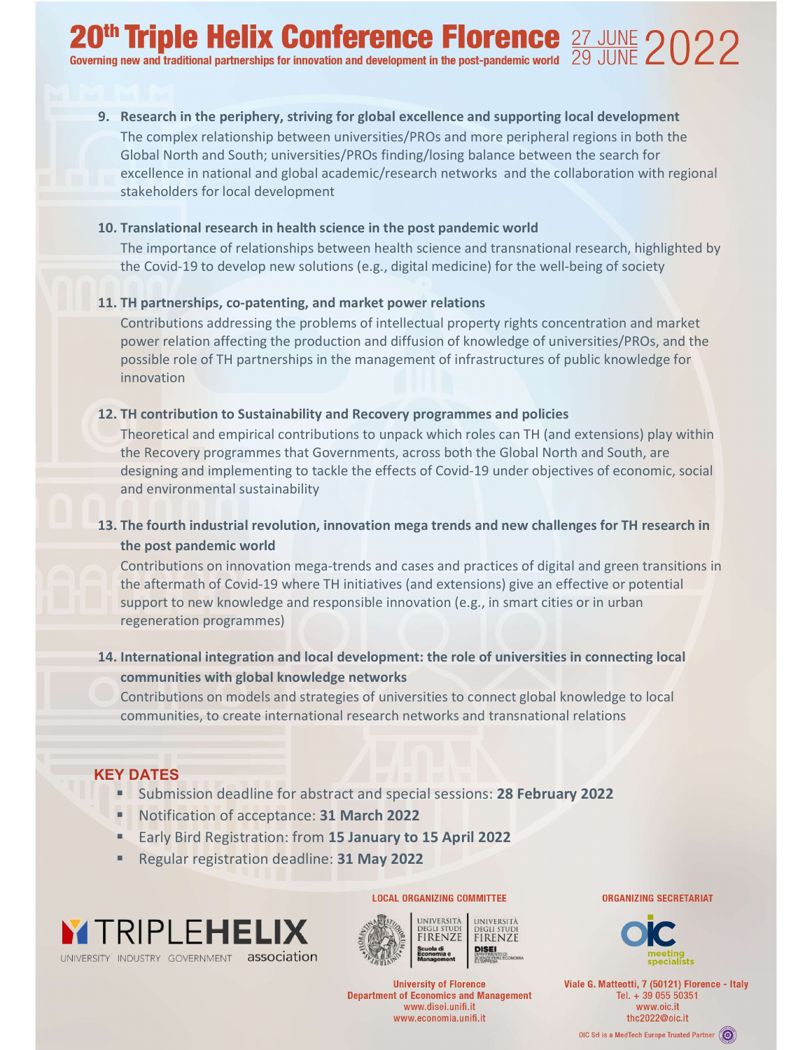9. **Research in the periphery, striving for global excellence and supporting local development**
   The complex relationship between universities/PROs and more peripheral regions in both the Global North and South; universities/PROs finding/losing balance between the search for excellence in national and global academic/research networks and the collaboration with regional stakeholders for local development

10. **Translational research in health science in the post pandemic world**
    The importance of relationships between health science and transnational research, highlighted by the Covid-19 to develop new solutions (e.g., digital medicine) for the well-being of society

11. **TH partnerships, co-patenting, and market power relations**
    Contributions addressing the problems of intellectual property rights concentration and market power relation affecting the production and diffusion of knowledge of universities/PROs, and the possible role of TH partnerships in the management of infrastructures of public knowledge for innovation

12. **TH contribution to Sustainability and Recovery programmes and policies**
    Theoretical and empirical contributions to unpack which roles can TH (and extensions) play within the Recovery programmes that Governments, across both the Global North and South, are designing and implementing to tackle the effects of Covid-19 under objectives of economic, social and environmental sustainability

13. **The fourth industrial revolution, innovation mega trends and new challenges for TH research in the post pandemic world**
    Contributions on innovation mega-trends and cases and practices of digital and green transitions in the aftermath of Covid-19 where TH initiatives (and extensions) give an effective or potential support to new knowledge and responsible innovation (e.g., in smart cities or in urban regeneration programmes)

14. **International integration and local development: the role of universities in connecting local communities with global knowledge networks**
    Contributions on models and strategies of universities to connect global knowledge to local communities, to create international research networks and transnational relations

## KEY DATES

- Submission deadline for abstract and special sessions: **28 February 2022**
- Notification of acceptance: **31 March 2022**
- Early Bird Registration: from **15 January to 15 April 2022**
- Regular registration deadline: **31 May 2022**

TRIPLEHELIX association — UNIVERSITY INDUSTRY GOVERNMENT

**LOCAL ORGANIZING COMMITTEE**

Università degli Studi Firenze — Scuola di Economia e Management
Università degli Studi Firenze — DISEI Dipartimento di Scienze per l'Economia e l'Impresa

University of Florence
Department of Economics and Management
www.disei.unifi.it
www.economia.unifi.it

**ORGANIZING SECRETARIAT**

OIC meeting specialists

Viale G. Matteotti, 7 (50121) Florence - Italy
Tel. + 39 055 50351
www.oic.it
thc2022@oic.it

OIC Srl is a MedTech Europe Trusted Partner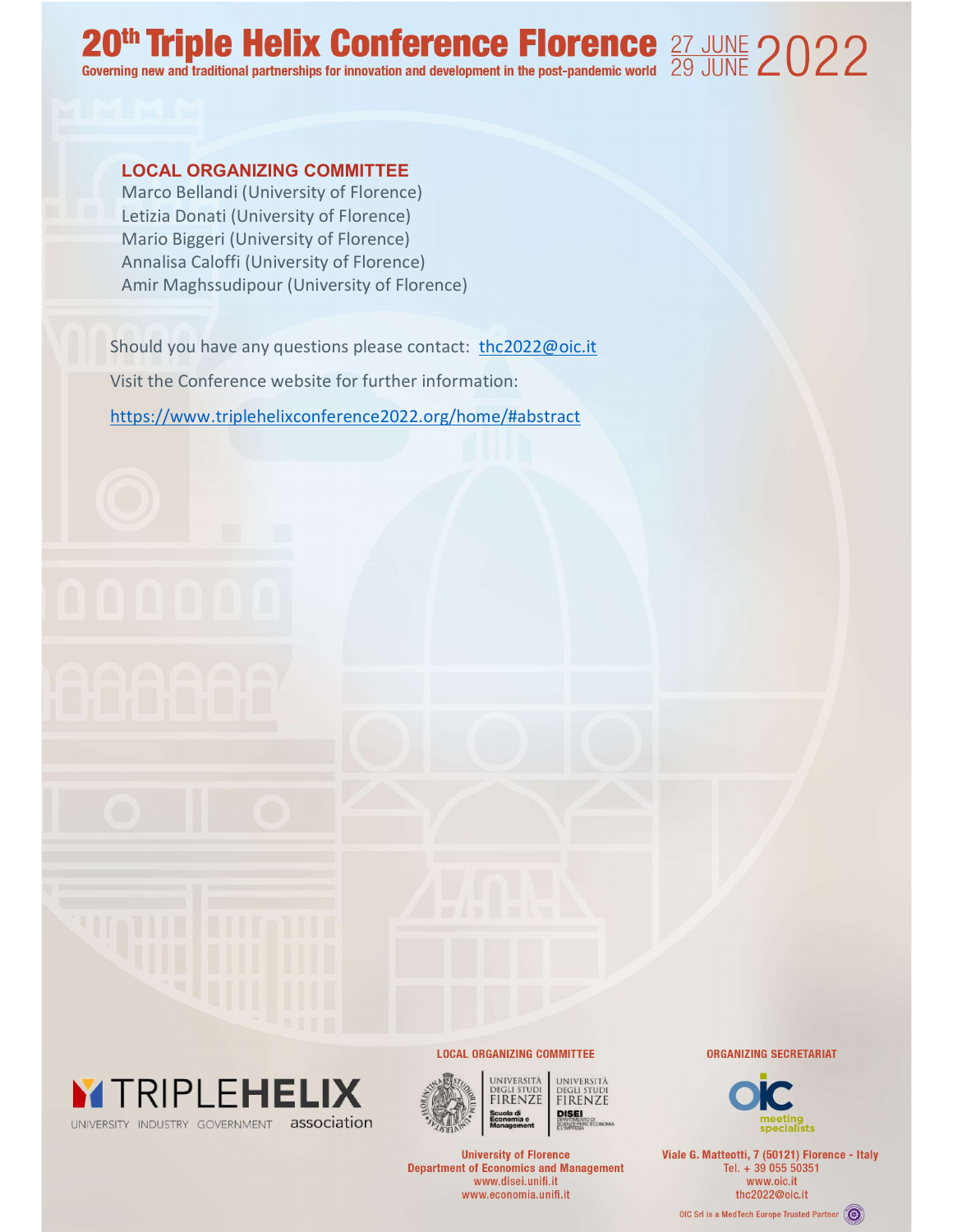# 20th Triple Helix Conference Florence 27 JUNE 29 JUNE 2022

Governing new and traditional partnerships for innovation and development in the post-pandemic world

## LOCAL ORGANIZING COMMITTEE

Marco Bellandi (University of Florence)
Letizia Donati (University of Florence)
Mario Biggeri (University of Florence)
Annalisa Caloffi (University of Florence)
Amir Maghssudipour (University of Florence)

Should you have any questions please contact: thc2022@oic.it

Visit the Conference website for further information:

https://www.triplehelixconference2022.org/home/#abstract

TRIPLEHELIX
UNIVERSITY INDUSTRY GOVERNMENT association

LOCAL ORGANIZING COMMITTEE

Università degli Studi Firenze – Scuola di Economia e Management
Università degli Studi Firenze – DISEI Dipartimento di Scienze per l'Economia e l'Impresa

University of Florence
Department of Economics and Management
www.disei.unifi.it
www.economia.unifi.it

ORGANIZING SECRETARIAT

oic meeting specialists

Viale G. Matteotti, 7 (50121) Florence - Italy
Tel. + 39 055 50351
www.oic.it
thc2022@oic.it

OIC Srl is a MedTech Europe Trusted Partner